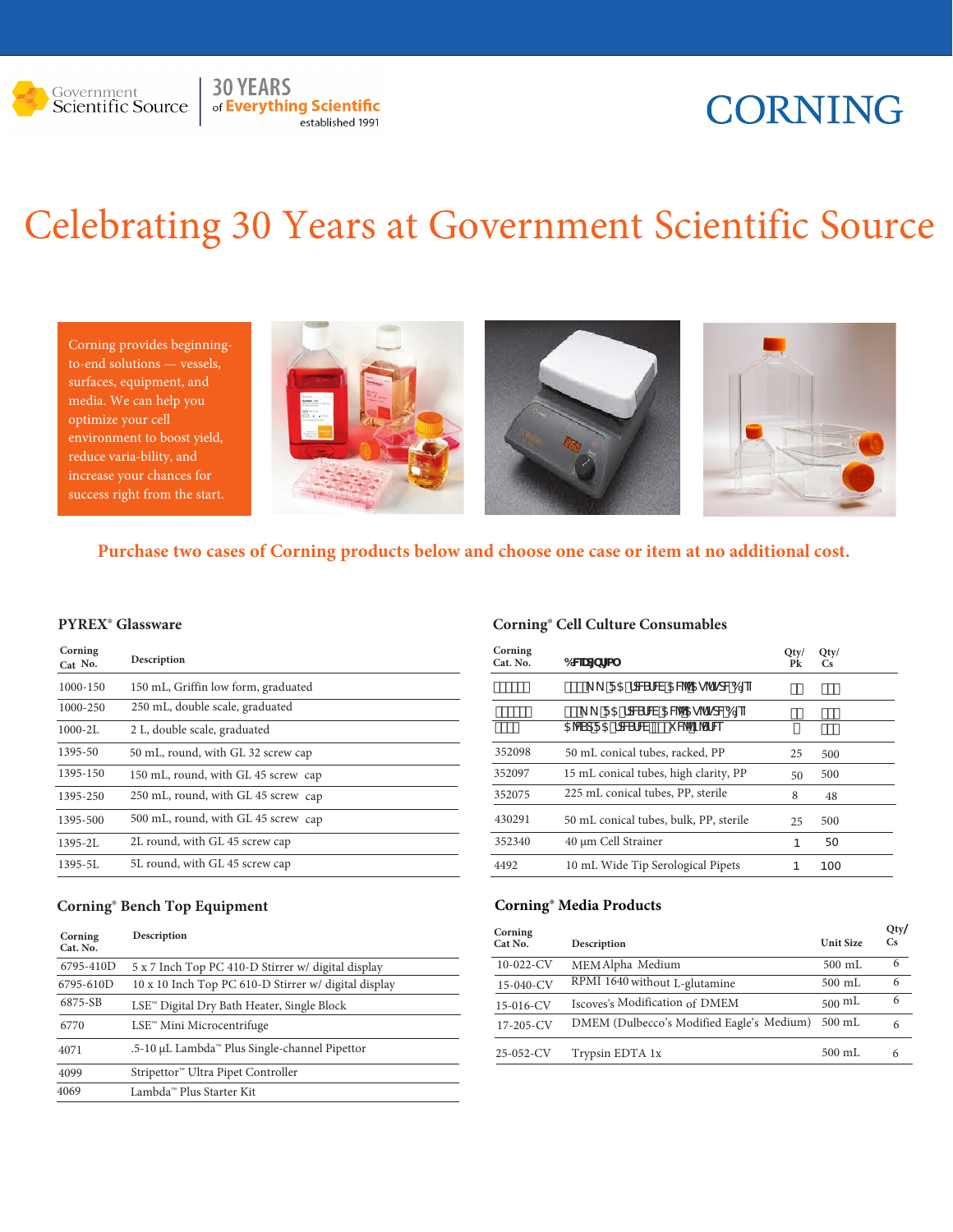# Celebrating 30 Years at Government Scientific Source

Corning provides beginning-to-end solutions — vessels, surfaces, equipment, and media. We can help you optimize your cell environment to boost yield, reduce varia-bility, and increase your chances for success right from the start.

**Purchase two cases of Corning products below and choose one case or item at no additional cost.**

### PYREX® Glassware

| Corning Cat No. | Description |
|---|---|
| 1000-150 | 150 mL, Griffin low form, graduated |
| 1000-250 | 250 mL, double scale, graduated |
| 1000-2L | 2 L, double scale, graduated |
| 1395-50 | 50 mL, round, with GL 32 screw cap |
| 1395-150 | 150 mL, round, with GL 45 screw cap |
| 1395-250 | 250 mL, round, with GL 45 screw cap |
| 1395-500 | 500 mL, round, with GL 45 screw cap |
| 1395-2L | 2L round, with GL 45 screw cap |
| 1395-5L | 5L round, with GL 45 screw cap |

### Corning® Bench Top Equipment

| Corning Cat. No. | Description |
|---|---|
| 6795-410D | 5 x 7 Inch Top PC 410-D Stirrer w/ digital display |
| 6795-610D | 10 x 10 Inch Top PC 610-D Stirrer w/ digital display |
| 6875-SB | LSE™ Digital Dry Bath Heater, Single Block |
| 6770 | LSE™ Mini Microcentrifuge |
| 4071 | .5-10 µL Lambda™ Plus Single-channel Pipettor |
| 4099 | Stripettor™ Ultra Pipet Controller |
| 4069 | Lambda™ Plus Starter Kit |

### Corning® Cell Culture Consumables

| Corning Cat. No. | Description | Qty/ Pk | Qty/ Cs |
|---|---|---|---|
| | mm TC-Treated Cell Culture Dish | | |
| | mm TC-Treated Cell Culture Dish | | |
| | Clear TC-Treated well plates | | |
| 352098 | 50 mL conical tubes, racked, PP | 25 | 500 |
| 352097 | 15 mL conical tubes, high clarity, PP | 50 | 500 |
| 352075 | 225 mL conical tubes, PP, sterile | 8 | 48 |
| 430291 | 50 mL conical tubes, bulk, PP, sterile | 25 | 500 |
| 352340 | 40 µm Cell Strainer | 1 | 50 |
| 4492 | 10 mL Wide Tip Serological Pipets | 1 | 100 |

### Corning® Media Products

| Corning Cat No. | Description | Unit Size | Qty/ Cs |
|---|---|---|---|
| 10-022-CV | MEM Alpha Medium | 500 mL | 6 |
| 15-040-CV | RPMI 1640 without L-glutamine | 500 mL | 6 |
| 15-016-CV | Iscoves's Modification of DMEM | 500 mL | 6 |
| 17-205-CV | DMEM (Dulbecco's Modified Eagle's Medium) | 500 mL | 6 |
| 25-052-CV | Trypsin EDTA 1x | 500 mL | 6 |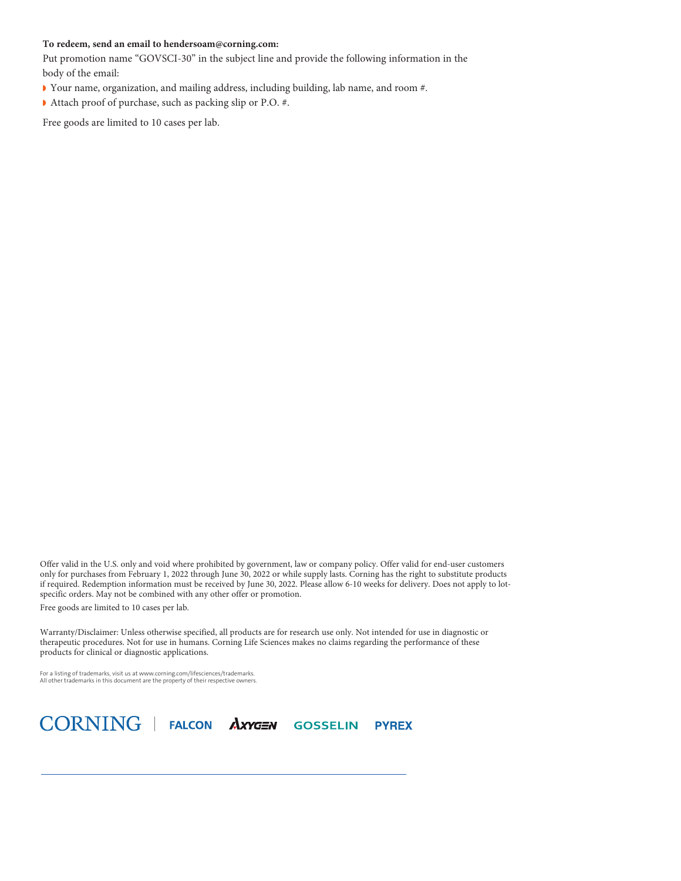**To redeem, send an email to hendersoam@corning.com:**

Put promotion name "GOVSCI-30" in the subject line and provide the following information in the body of the email:

- Your name, organization, and mailing address, including building, lab name, and room #.
- Attach proof of purchase, such as packing slip or P.O. #.

Free goods are limited to 10 cases per lab.

Offer valid in the U.S. only and void where prohibited by government, law or company policy. Offer valid for end-user customers only for purchases from February 1, 2022 through June 30, 2022 or while supply lasts. Corning has the right to substitute products if required. Redemption information must be received by June 30, 2022. Please allow 6-10 weeks for delivery. Does not apply to lot-specific orders. May not be combined with any other offer or promotion.

Free goods are limited to 10 cases per lab.

Warranty/Disclaimer: Unless otherwise specified, all products are for research use only. Not intended for use in diagnostic or therapeutic procedures. Not for use in humans. Corning Life Sciences makes no claims regarding the performance of these products for clinical or diagnostic applications.

For a listing of trademarks, visit us at www.corning.com/lifesciences/trademarks.
All other trademarks in this document are the property of their respective owners.

CORNING | FALCON AXYGEN GOSSELIN PYREX